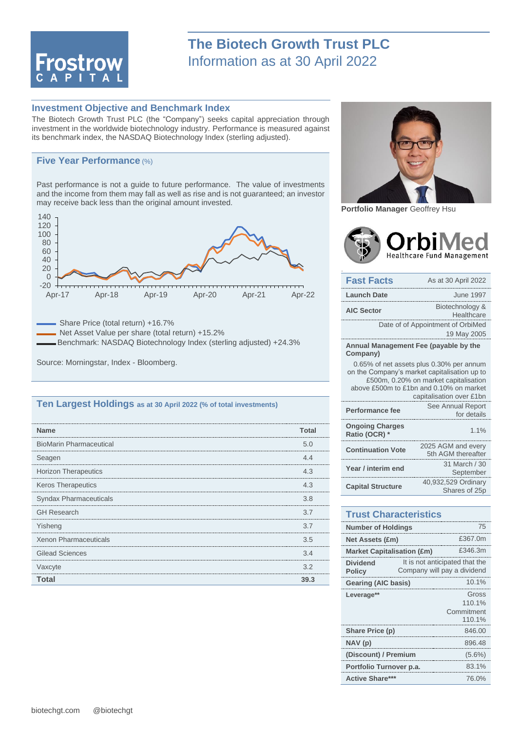# The Biotech Growth Trust PLC

Information as at 30 April 2022

## Investment Objective and Benchmark Index

The Biotech Growth Trust PLC (the "Company") seeks capital appreciation through investment in the worldwide biotechnology industry. Performance is measured against its benchmark index, the NASDAQ Biotechnology Index (sterling adjusted).

## Five Year Performance (%)

Past performance is not a guide to future performance. The value of investments and the income from them may fall as well as rise and is not guaranteed; an investor may receive back less than the original amount invested.

- Share Price (total return) +16.7%
- Net Asset Value per share (total return) +15.2%
- Benchmark: NASDAQ Biotechnology Index (sterling adjusted) +24.3%

Source: Morningstar, Index - Bloomberg.

## Ten Largest Holdings as at 30 April 2022 (% of total investments)

| Name | Total |
| --- | --- |
| BioMarin Pharmaceutical | 5.0 |
| Seagen | 4.4 |
| Horizon Therapeutics | 4.3 |
| Keros Therapeutics | 4.3 |
| Syndax Pharmaceuticals | 3.8 |
| GH Research | 3.7 |
| Yisheng | 3.7 |
| Xenon Pharmaceuticals | 3.5 |
| Gilead Sciences | 3.4 |
| Vaxcyte | 3.2 |
| **Total** | **39.3** |

**Portfolio Manager** Geoffrey Hsu

## Fast Facts

As at 30 April 2022

| | |
| --- | --- |
| **Launch Date** | June 1997 |
| **AIC Sector** | Biotechnology & Healthcare |
| Date of of Appointment of OrbiMed | 19 May 2005 |
| **Annual Management Fee (payable by the Company)** | 0.65% of net assets plus 0.30% per annum on the Company's market capitalisation up to £500m, 0.20% on market capitalisation above £500m to £1bn and 0.10% on market capitalisation over £1bn |
| **Performance fee** | See Annual Report for details |
| **Ongoing Charges Ratio (OCR) *** | 1.1% |
| **Continuation Vote** | 2025 AGM and every 5th AGM thereafter |
| **Year / interim end** | 31 March / 30 September |
| **Capital Structure** | 40,932,529 Ordinary Shares of 25p |

## Trust Characteristics

| | |
| --- | --- |
| **Number of Holdings** | 75 |
| **Net Assets (£m)** | £367.0m |
| **Market Capitalisation (£m)** | £346.3m |
| **Dividend Policy** | It is not anticipated that the Company will pay a dividend |
| **Gearing (AIC basis)** | 10.1% |
| **Leverage**** | Gross 110.1% Commitment 110.1% |
| **Share Price (p)** | 846.00 |
| **NAV (p)** | 896.48 |
| **(Discount) / Premium** | (5.6%) |
| **Portfolio Turnover p.a.** | 83.1% |
| **Active Share***** | 76.0% |

biotechgt.com @biotechgt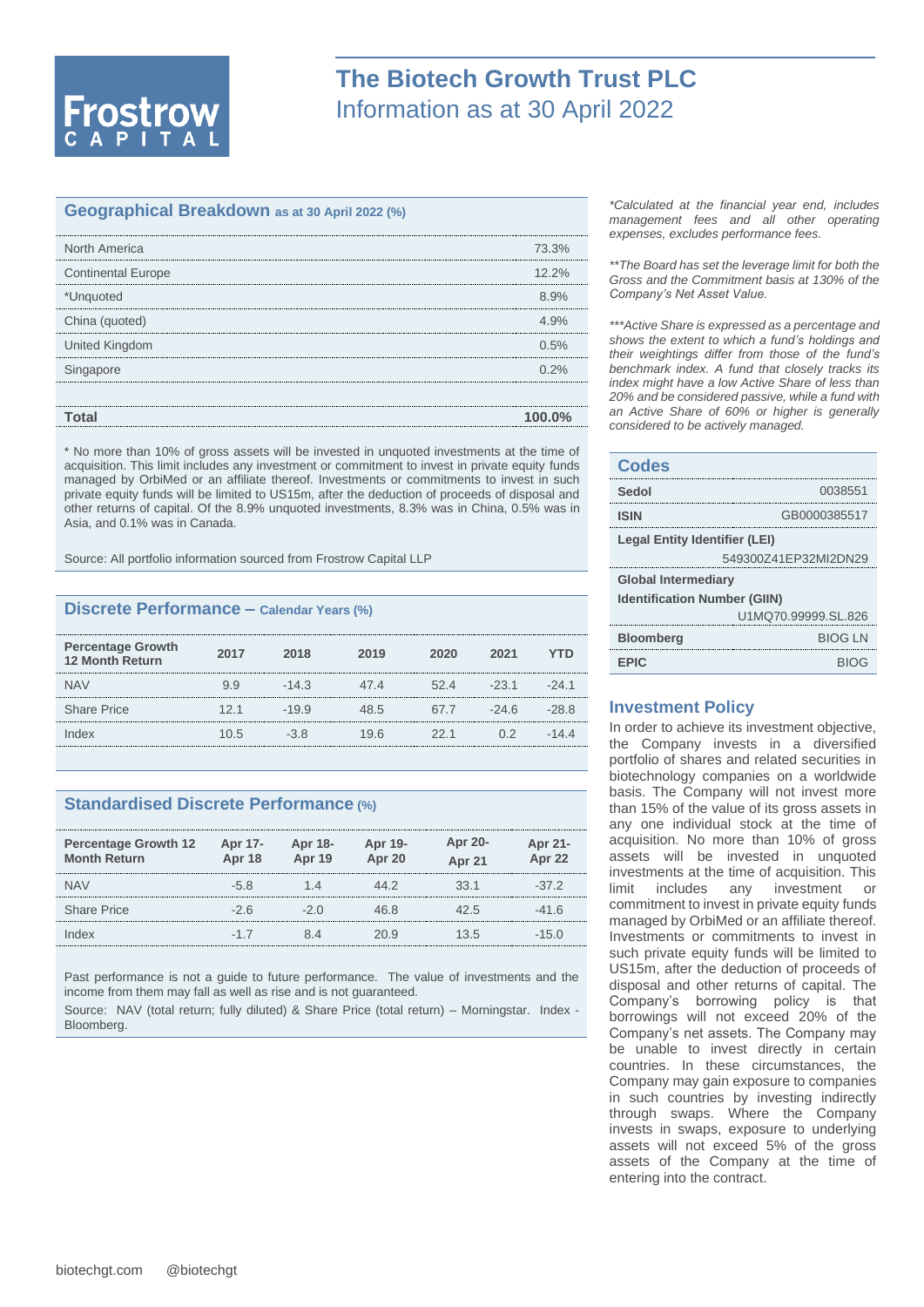# The Biotech Growth Trust PLC
## Information as at 30 April 2022

## Geographical Breakdown as at 30 April 2022 (%)

| | |
|---|---|
| North America | 73.3% |
| Continental Europe | 12.2% |
| *Unquoted | 8.9% |
| China (quoted) | 4.9% |
| United Kingdom | 0.5% |
| Singapore | 0.2% |
| **Total** | **100.0%** |

* No more than 10% of gross assets will be invested in unquoted investments at the time of acquisition. This limit includes any investment or commitment to invest in private equity funds managed by OrbiMed or an affiliate thereof. Investments or commitments to invest in such private equity funds will be limited to US15m, after the deduction of proceeds of disposal and other returns of capital. Of the 8.9% unquoted investments, 8.3% was in China, 0.5% was in Asia, and 0.1% was in Canada.

Source: All portfolio information sourced from Frostrow Capital LLP

## Discrete Performance – Calendar Years (%)

| Percentage Growth 12 Month Return | 2017 | 2018 | 2019 | 2020 | 2021 | YTD |
|---|---|---|---|---|---|---|
| NAV | 9.9 | -14.3 | 47.4 | 52.4 | -23.1 | -24.1 |
| Share Price | 12.1 | -19.9 | 48.5 | 67.7 | -24.6 | -28.8 |
| Index | 10.5 | -3.8 | 19.6 | 22.1 | 0.2 | -14.4 |

## Standardised Discrete Performance (%)

| Percentage Growth 12 Month Return | Apr 17-Apr 18 | Apr 18-Apr 19 | Apr 19-Apr 20 | Apr 20-Apr 21 | Apr 21-Apr 22 |
|---|---|---|---|---|---|
| NAV | -5.8 | 1.4 | 44.2 | 33.1 | -37.2 |
| Share Price | -2.6 | -2.0 | 46.8 | 42.5 | -41.6 |
| Index | -1.7 | 8.4 | 20.9 | 13.5 | -15.0 |

Past performance is not a guide to future performance. The value of investments and the income from them may fall as well as rise and is not guaranteed.

Source: NAV (total return; fully diluted) & Share Price (total return) – Morningstar. Index - Bloomberg.

*Calculated at the financial year end, includes management fees and all other operating expenses, excludes performance fees.*

*\*\*The Board has set the leverage limit for both the Gross and the Commitment basis at 130% of the Company's Net Asset Value.*

*\*\*\*Active Share is expressed as a percentage and shows the extent to which a fund's holdings and their weightings differ from those of the fund's benchmark index. A fund that closely tracks its index might have a low Active Share of less than 20% and be considered passive, while a fund with an Active Share of 60% or higher is generally considered to be actively managed.*

## Codes

| | |
|---|---|
| **Sedol** | 0038551 |
| **ISIN** | GB0000385517 |
| **Legal Entity Identifier (LEI)** | 549300Z41EP32MI2DN29 |
| **Global Intermediary Identification Number (GIIN)** | U1MQ70.99999.SL.826 |
| **Bloomberg** | BIOG LN |
| **EPIC** | BIOG |

## Investment Policy

In order to achieve its investment objective, the Company invests in a diversified portfolio of shares and related securities in biotechnology companies on a worldwide basis. The Company will not invest more than 15% of the value of its gross assets in any one individual stock at the time of acquisition. No more than 10% of gross assets will be invested in unquoted investments at the time of acquisition. This limit includes any investment or commitment to invest in private equity funds managed by OrbiMed or an affiliate thereof. Investments or commitments to invest in such private equity funds will be limited to US15m, after the deduction of proceeds of disposal and other returns of capital. The Company's borrowing policy is that borrowings will not exceed 20% of the Company's net assets. The Company may be unable to invest directly in certain countries. In these circumstances, the Company may gain exposure to companies in such countries by investing indirectly through swaps. Where the Company invests in swaps, exposure to underlying assets will not exceed 5% of the gross assets of the Company at the time of entering into the contract.

biotechgt.com @biotechgt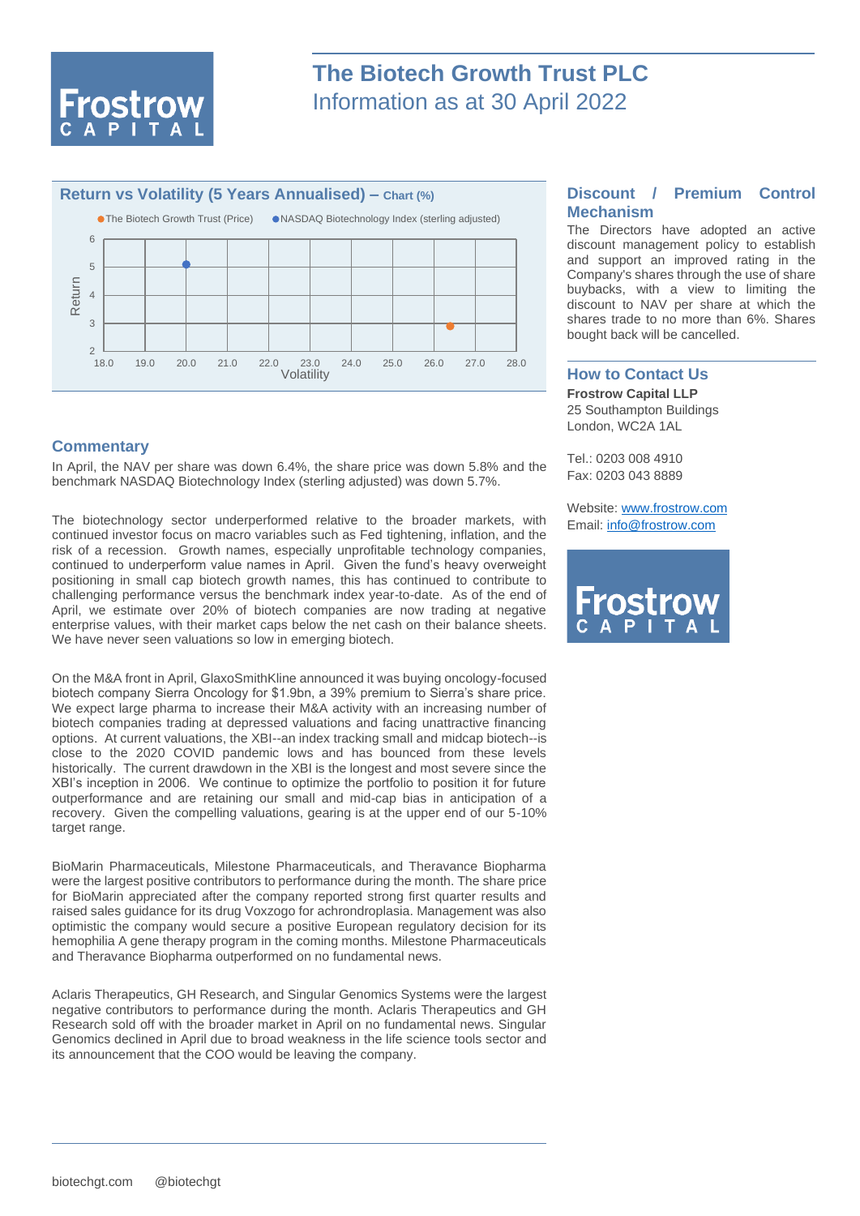# The Biotech Growth Trust PLC

Information as at 30 April 2022

## Return vs Volatility (5 Years Annualised) – Chart (%)

● The Biotech Growth Trust (Price) ● NASDAQ Biotechnology Index (sterling adjusted)

Return (y-axis: 2 to 6); Volatility (x-axis: 18.0 to 28.0)

## Commentary

In April, the NAV per share was down 6.4%, the share price was down 5.8% and the benchmark NASDAQ Biotechnology Index (sterling adjusted) was down 5.7%.

The biotechnology sector underperformed relative to the broader markets, with continued investor focus on macro variables such as Fed tightening, inflation, and the risk of a recession. Growth names, especially unprofitable technology companies, continued to underperform value names in April. Given the fund's heavy overweight positioning in small cap biotech growth names, this has continued to contribute to challenging performance versus the benchmark index year-to-date. As of the end of April, we estimate over 20% of biotech companies are now trading at negative enterprise values, with their market caps below the net cash on their balance sheets. We have never seen valuations so low in emerging biotech.

On the M&A front in April, GlaxoSmithKline announced it was buying oncology-focused biotech company Sierra Oncology for $1.9bn, a 39% premium to Sierra's share price. We expect large pharma to increase their M&A activity with an increasing number of biotech companies trading at depressed valuations and facing unattractive financing options. At current valuations, the XBI--an index tracking small and midcap biotech--is close to the 2020 COVID pandemic lows and has bounced from these levels historically. The current drawdown in the XBI is the longest and most severe since the XBI's inception in 2006. We continue to optimize the portfolio to position it for future outperformance and are retaining our small and mid-cap bias in anticipation of a recovery. Given the compelling valuations, gearing is at the upper end of our 5-10% target range.

BioMarin Pharmaceuticals, Milestone Pharmaceuticals, and Theravance Biopharma were the largest positive contributors to performance during the month. The share price for BioMarin appreciated after the company reported strong first quarter results and raised sales guidance for its drug Voxzogo for achrondroplasia. Management was also optimistic the company would secure a positive European regulatory decision for its hemophilia A gene therapy program in the coming months. Milestone Pharmaceuticals and Theravance Biopharma outperformed on no fundamental news.

Aclaris Therapeutics, GH Research, and Singular Genomics Systems were the largest negative contributors to performance during the month. Aclaris Therapeutics and GH Research sold off with the broader market in April on no fundamental news. Singular Genomics declined in April due to broad weakness in the life science tools sector and its announcement that the COO would be leaving the company.

## Discount / Premium Control Mechanism

The Directors have adopted an active discount management policy to establish and support an improved rating in the Company's shares through the use of share buybacks, with a view to limiting the discount to NAV per share at which the shares trade to no more than 6%. Shares bought back will be cancelled.

## How to Contact Us

**Frostrow Capital LLP**
25 Southampton Buildings
London, WC2A 1AL

Tel.: 0203 008 4910
Fax: 0203 043 8889

Website: www.frostrow.com
Email: info@frostrow.com

biotechgt.com @biotechgt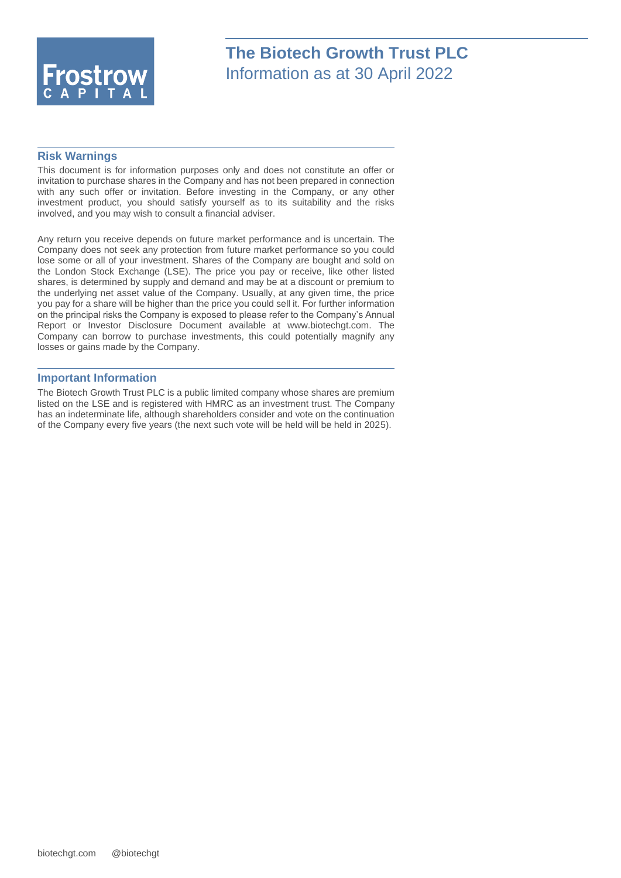# The Biotech Growth Trust PLC

Information as at 30 April 2022

## Risk Warnings

This document is for information purposes only and does not constitute an offer or invitation to purchase shares in the Company and has not been prepared in connection with any such offer or invitation. Before investing in the Company, or any other investment product, you should satisfy yourself as to its suitability and the risks involved, and you may wish to consult a financial adviser.

Any return you receive depends on future market performance and is uncertain. The Company does not seek any protection from future market performance so you could lose some or all of your investment. Shares of the Company are bought and sold on the London Stock Exchange (LSE). The price you pay or receive, like other listed shares, is determined by supply and demand and may be at a discount or premium to the underlying net asset value of the Company. Usually, at any given time, the price you pay for a share will be higher than the price you could sell it. For further information on the principal risks the Company is exposed to please refer to the Company's Annual Report or Investor Disclosure Document available at www.biotechgt.com. The Company can borrow to purchase investments, this could potentially magnify any losses or gains made by the Company.

## Important Information

The Biotech Growth Trust PLC is a public limited company whose shares are premium listed on the LSE and is registered with HMRC as an investment trust. The Company has an indeterminate life, although shareholders consider and vote on the continuation of the Company every five years (the next such vote will be held will be held in 2025).

biotechgt.com @biotechgt